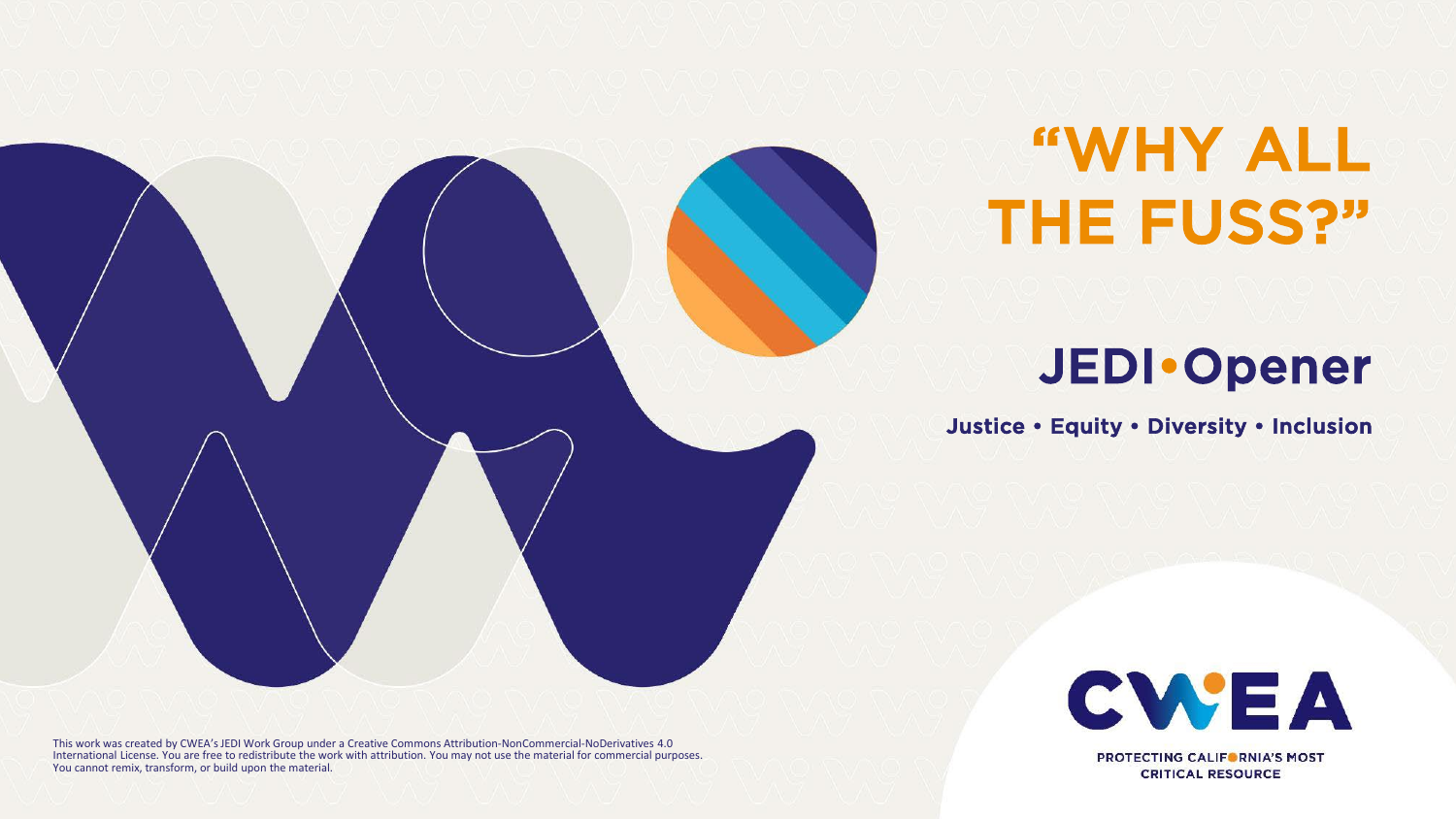# "WHY ALL THE FUSS?"

## JEDI • Opener

**Justice • Equity • Diversity • Inclusion**

CWEA

PROTECTING CALIFORNIA'S MOST CRITICAL RESOURCE

This work was created by CWEA's JEDI Work Group under a Creative Commons Attribution-NonCommercial-NoDerivatives 4.0 International License. You are free to redistribute the work with attribution. You may not use the material for commercial purposes. You cannot remix, transform, or build upon the material.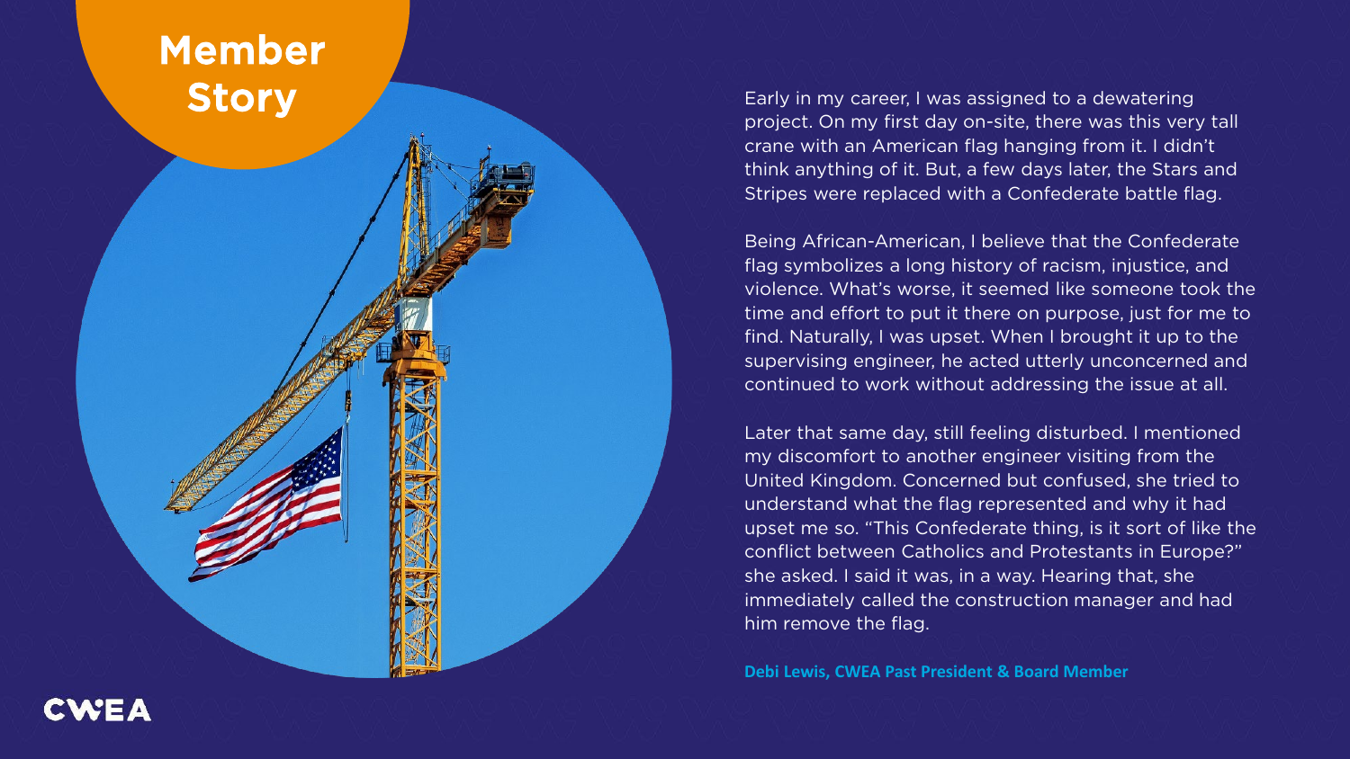# Member Story

Early in my career, I was assigned to a dewatering project. On my first day on-site, there was this very tall crane with an American flag hanging from it. I didn't think anything of it. But, a few days later, the Stars and Stripes were replaced with a Confederate battle flag.

Being African-American, I believe that the Confederate flag symbolizes a long history of racism, injustice, and violence. What's worse, it seemed like someone took the time and effort to put it there on purpose, just for me to find. Naturally, I was upset. When I brought it up to the supervising engineer, he acted utterly unconcerned and continued to work without addressing the issue at all.

Later that same day, still feeling disturbed. I mentioned my discomfort to another engineer visiting from the United Kingdom. Concerned but confused, she tried to understand what the flag represented and why it had upset me so. "This Confederate thing, is it sort of like the conflict between Catholics and Protestants in Europe?" she asked. I said it was, in a way. Hearing that, she immediately called the construction manager and had him remove the flag.

**Debi Lewis, CWEA Past President & Board Member**

CWEA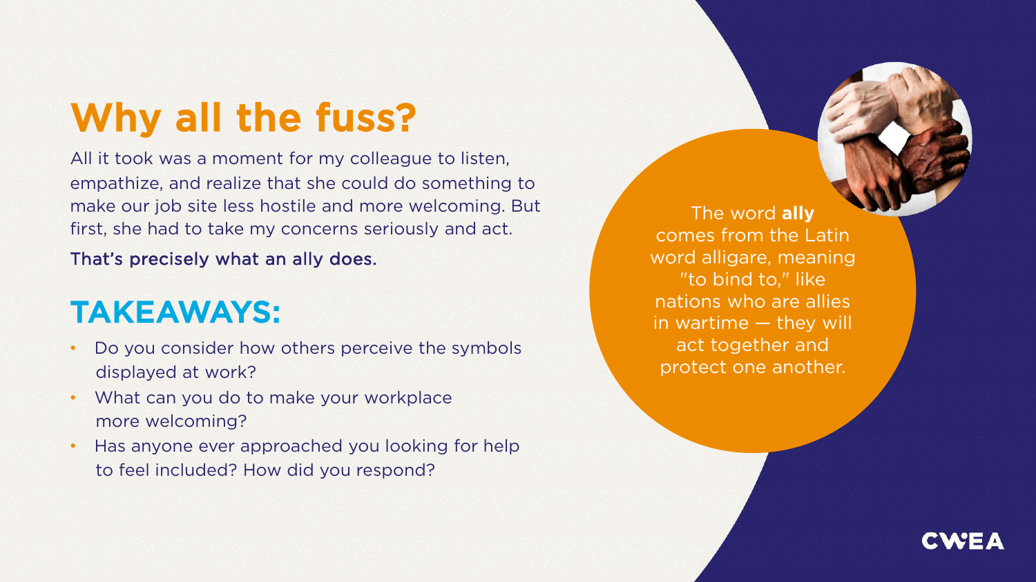# Why all the fuss?

All it took was a moment for my colleague to listen, empathize, and realize that she could do something to make our job site less hostile and more welcoming. But first, she had to take my concerns seriously and act.

That's precisely what an ally does.

## TAKEAWAYS:

- Do you consider how others perceive the symbols displayed at work?
- What can you do to make your workplace more welcoming?
- Has anyone ever approached you looking for help to feel included? How did you respond?

The word **ally** comes from the Latin word alligare, meaning "to bind to," like nations who are allies in wartime — they will act together and protect one another.

CWEA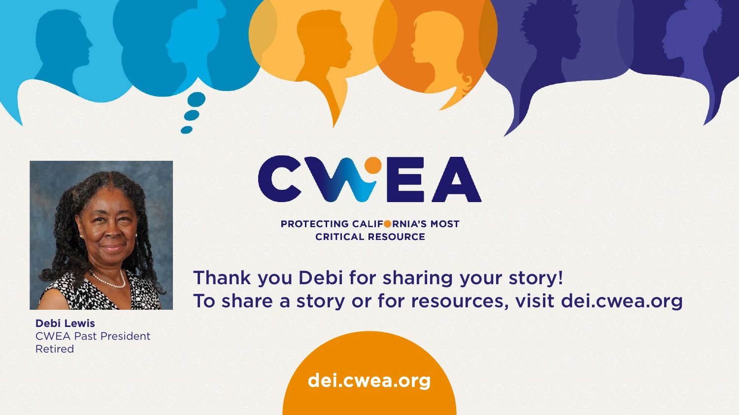**Debi Lewis**
CWEA Past President
Retired

CWEA

PROTECTING CALIFORNIA'S MOST CRITICAL RESOURCE

Thank you Debi for sharing your story!
To share a story or for resources, visit dei.cwea.org

dei.cwea.org